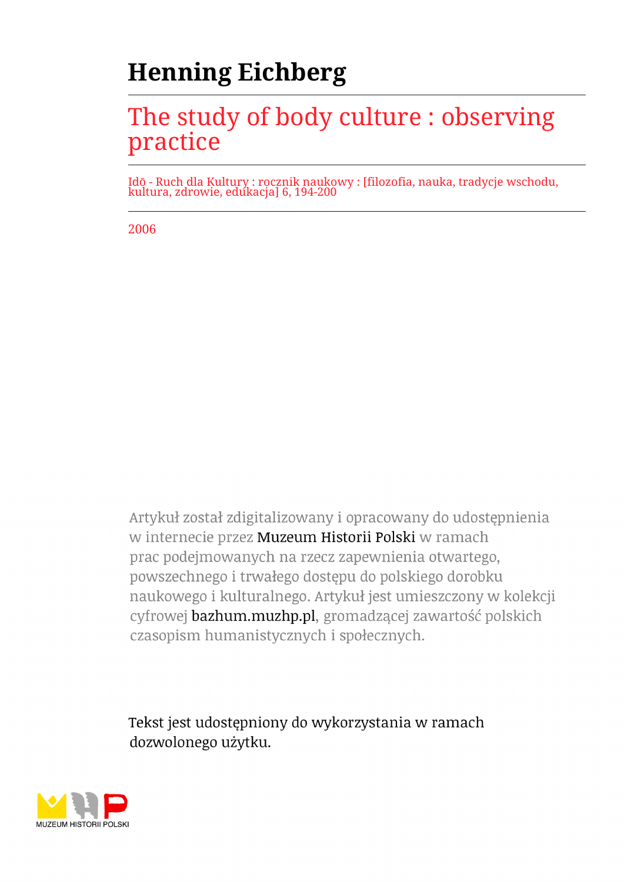# Henning Eichberg

## The study of body culture : observing practice

Idō - Ruch dla Kultury : rocznik naukowy : [filozofia, nauka, tradycje wschodu, kultura, zdrowie, edukacja] 6, 194-200

2006

Artykuł został zdigitalizowany i opracowany do udostępnienia w internecie przez Muzeum Historii Polski w ramach prac podejmowanych na rzecz zapewnienia otwartego, powszechnego i trwałego dostępu do polskiego dorobku naukowego i kulturalnego. Artykuł jest umieszczony w kolekcji cyfrowej bazhum.muzhp.pl, gromadzącej zawartość polskich czasopism humanistycznych i społecznych.

Tekst jest udostępniony do wykorzystania w ramach dozwolonego użytku.

MUZEUM HISTORII POLSKI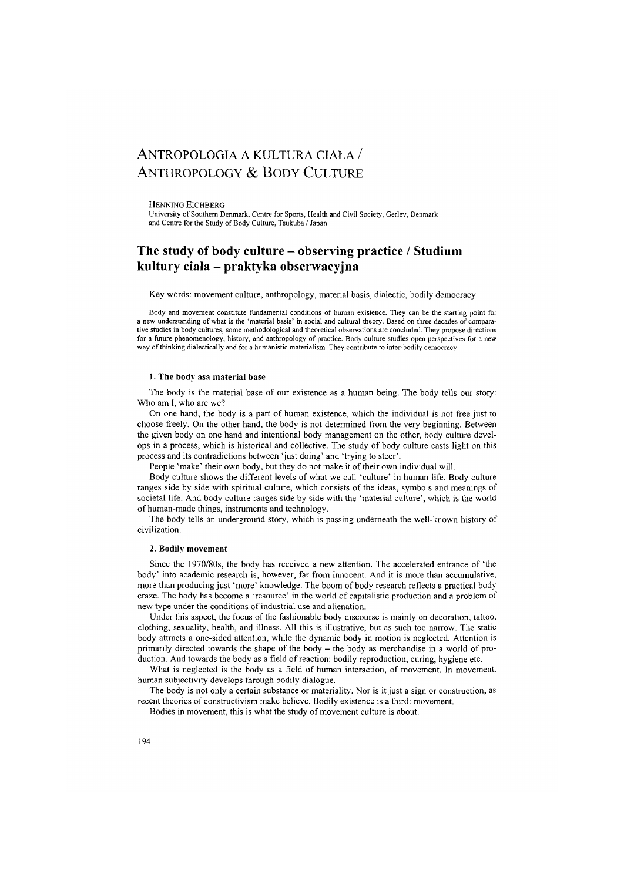# ANTROPOLOGIA A KULTURA CIAŁA / ANTHROPOLOGY & BODY CULTURE

HENNING EICHBERG
University of Southern Denmark, Centre for Sports, Health and Civil Society, Gerlev, Denmark
and Centre for the Study of Body Culture, Tsukuba / Japan

## The study of body culture – observing practice / Studium kultury ciała – praktyka obserwacyjna

Key words: movement culture, anthropology, material basis, dialectic, bodily democracy

Body and movement constitute fundamental conditions of human existence. They can be the starting point for a new understanding of what is the 'material basis' in social and cultural theory. Based on three decades of comparative studies in body cultures, some methodological and theoretical observations are concluded. They propose directions for a future phenomenology, history, and anthropology of practice. Body culture studies open perspectives for a new way of thinking dialectically and for a humanistic materialism. They contribute to inter-bodily democracy.

### 1. The body asa material base

The body is the material base of our existence as a human being. The body tells our story: Who am I, who are we?

On one hand, the body is a part of human existence, which the individual is not free just to choose freely. On the other hand, the body is not determined from the very beginning. Between the given body on one hand and intentional body management on the other, body culture develops in a process, which is historical and collective. The study of body culture casts light on this process and its contradictions between 'just doing' and 'trying to steer'.

People 'make' their own body, but they do not make it of their own individual will.

Body culture shows the different levels of what we call 'culture' in human life. Body culture ranges side by side with spiritual culture, which consists of the ideas, symbols and meanings of societal life. And body culture ranges side by side with the 'material culture', which is the world of human-made things, instruments and technology.

The body tells an underground story, which is passing underneath the well-known history of civilization.

### 2. Bodily movement

Since the 1970/80s, the body has received a new attention. The accelerated entrance of 'the body' into academic research is, however, far from innocent. And it is more than accumulative, more than producing just 'more' knowledge. The boom of body research reflects a practical body craze. The body has become a 'resource' in the world of capitalistic production and a problem of new type under the conditions of industrial use and alienation.

Under this aspect, the focus of the fashionable body discourse is mainly on decoration, tattoo, clothing, sexuality, health, and illness. All this is illustrative, but as such too narrow. The static body attracts a one-sided attention, while the dynamic body in motion is neglected. Attention is primarily directed towards the shape of the body – the body as merchandise in a world of production. And towards the body as a field of reaction: bodily reproduction, curing, hygiene etc.

What is neglected is the body as a field of human interaction, of movement. In movement, human subjectivity develops through bodily dialogue.

The body is not only a certain substance or materiality. Nor is it just a sign or construction, as recent theories of constructivism make believe. Bodily existence is a third: movement.

Bodies in movement, this is what the study of movement culture is about.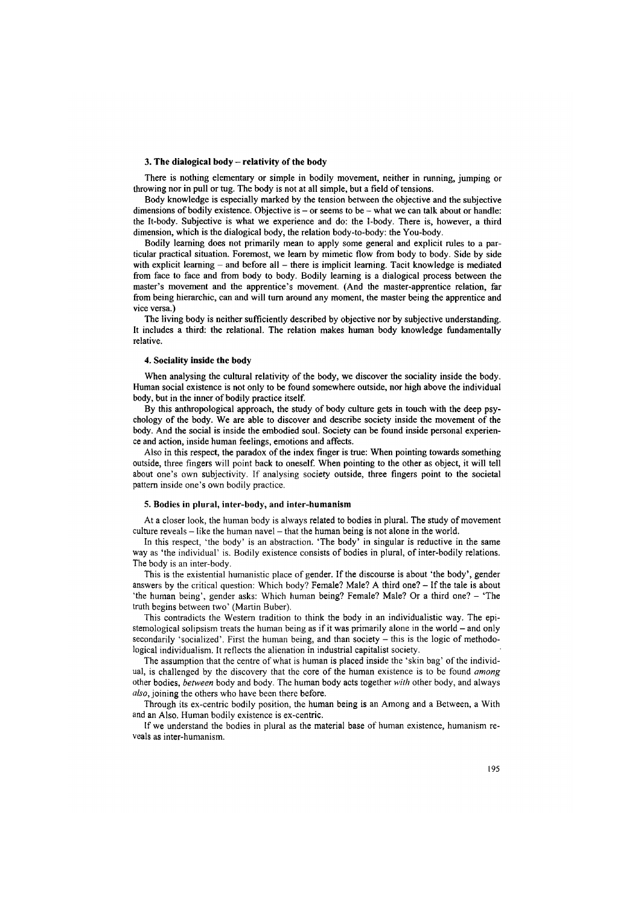### 3. The dialogical body – relativity of the body

There is nothing elementary or simple in bodily movement, neither in running, jumping or throwing nor in pull or tug. The body is not at all simple, but a field of tensions.

Body knowledge is especially marked by the tension between the objective and the subjective dimensions of bodily existence. Objective is – or seems to be – what we can talk about or handle: the It-body. Subjective is what we experience and do: the I-body. There is, however, a third dimension, which is the dialogical body, the relation body-to-body: the You-body.

Bodily learning does not primarily mean to apply some general and explicit rules to a particular practical situation. Foremost, we learn by mimetic flow from body to body. Side by side with explicit learning – and before all – there is implicit learning. Tacit knowledge is mediated from face to face and from body to body. Bodily learning is a dialogical process between the master's movement and the apprentice's movement. (And the master-apprentice relation, far from being hierarchic, can and will turn around any moment, the master being the apprentice and vice versa.)

The living body is neither sufficiently described by objective nor by subjective understanding. It includes a third: the relational. The relation makes human body knowledge fundamentally relative.

### 4. Sociality inside the body

When analysing the cultural relativity of the body, we discover the sociality inside the body. Human social existence is not only to be found somewhere outside, nor high above the individual body, but in the inner of bodily practice itself.

By this anthropological approach, the study of body culture gets in touch with the deep psychology of the body. We are able to discover and describe society inside the movement of the body. And the social is inside the embodied soul. Society can be found inside personal experience and action, inside human feelings, emotions and affects.

Also in this respect, the paradox of the index finger is true: When pointing towards something outside, three fingers will point back to oneself. When pointing to the other as object, it will tell about one's own subjectivity. If analysing society outside, three fingers point to the societal pattern inside one's own bodily practice.

### 5. Bodies in plural, inter-body, and inter-humanism

At a closer look, the human body is always related to bodies in plural. The study of movement culture reveals – like the human navel – that the human being is not alone in the world.

In this respect, 'the body' is an abstraction. 'The body' in singular is reductive in the same way as 'the individual' is. Bodily existence consists of bodies in plural, of inter-bodily relations. The body is an inter-body.

This is the existential humanistic place of gender. If the discourse is about 'the body', gender answers by the critical question: Which body? Female? Male? A third one? – If the tale is about 'the human being', gender asks: Which human being? Female? Male? Or a third one? – 'The truth begins between two' (Martin Buber).

This contradicts the Western tradition to think the body in an individualistic way. The epistemological solipsism treats the human being as if it was primarily alone in the world – and only secondarily 'socialized'. First the human being, and than society – this is the logic of methodological individualism. It reflects the alienation in industrial capitalist society.

The assumption that the centre of what is human is placed inside the 'skin bag' of the individual, is challenged by the discovery that the core of the human existence is to be found *among* other bodies, *between* body and body. The human body acts together *with* other body, and always *also*, joining the others who have been there before.

Through its ex-centric bodily position, the human being is an Among and a Between, a With and an Also. Human bodily existence is ex-centric.

If we understand the bodies in plural as the material base of human existence, humanism reveals as inter-humanism.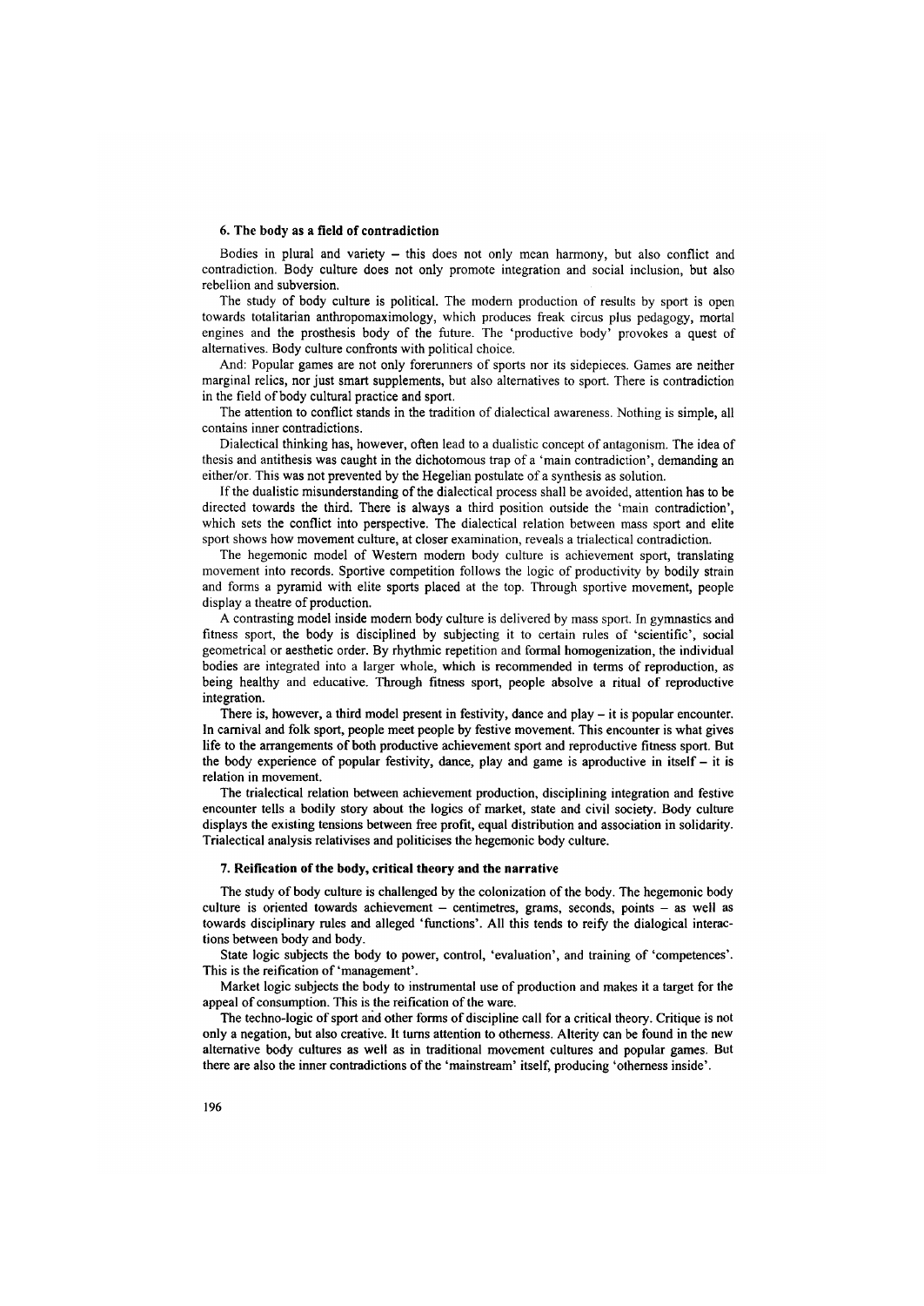### 6. The body as a field of contradiction

Bodies in plural and variety – this does not only mean harmony, but also conflict and contradiction. Body culture does not only promote integration and social inclusion, but also rebellion and subversion.

The study of body culture is political. The modern production of results by sport is open towards totalitarian anthropomaximology, which produces freak circus plus pedagogy, mortal engines and the prosthesis body of the future. The 'productive body' provokes a quest of alternatives. Body culture confronts with political choice.

And: Popular games are not only forerunners of sports nor its sidepieces. Games are neither marginal relics, nor just smart supplements, but also alternatives to sport. There is contradiction in the field of body cultural practice and sport.

The attention to conflict stands in the tradition of dialectical awareness. Nothing is simple, all contains inner contradictions.

Dialectical thinking has, however, often lead to a dualistic concept of antagonism. The idea of thesis and antithesis was caught in the dichotomous trap of a 'main contradiction', demanding an either/or. This was not prevented by the Hegelian postulate of a synthesis as solution.

If the dualistic misunderstanding of the dialectical process shall be avoided, attention has to be directed towards the third. There is always a third position outside the 'main contradiction', which sets the conflict into perspective. The dialectical relation between mass sport and elite sport shows how movement culture, at closer examination, reveals a trialectical contradiction.

The hegemonic model of Western modern body culture is achievement sport, translating movement into records. Sportive competition follows the logic of productivity by bodily strain and forms a pyramid with elite sports placed at the top. Through sportive movement, people display a theatre of production.

A contrasting model inside modern body culture is delivered by mass sport. In gymnastics and fitness sport, the body is disciplined by subjecting it to certain rules of 'scientific', social geometrical or aesthetic order. By rhythmic repetition and formal homogenization, the individual bodies are integrated into a larger whole, which is recommended in terms of reproduction, as being healthy and educative. Through fitness sport, people absolve a ritual of reproductive integration.

There is, however, a third model present in festivity, dance and play – it is popular encounter. In carnival and folk sport, people meet people by festive movement. This encounter is what gives life to the arrangements of both productive achievement sport and reproductive fitness sport. But the body experience of popular festivity, dance, play and game is aproductive in itself – it is relation in movement.

The trialectical relation between achievement production, disciplining integration and festive encounter tells a bodily story about the logics of market, state and civil society. Body culture displays the existing tensions between free profit, equal distribution and association in solidarity. Trialectical analysis relativises and politicises the hegemonic body culture.

### 7. Reification of the body, critical theory and the narrative

The study of body culture is challenged by the colonization of the body. The hegemonic body culture is oriented towards achievement – centimetres, grams, seconds, points – as well as towards disciplinary rules and alleged 'functions'. All this tends to reify the dialogical interactions between body and body.

State logic subjects the body to power, control, 'evaluation', and training of 'competences'. This is the reification of 'management'.

Market logic subjects the body to instrumental use of production and makes it a target for the appeal of consumption. This is the reification of the ware.

The techno-logic of sport and other forms of discipline call for a critical theory. Critique is not only a negation, but also creative. It turns attention to otherness. Alterity can be found in the new alternative body cultures as well as in traditional movement cultures and popular games. But there are also the inner contradictions of the 'mainstream' itself, producing 'otherness inside'.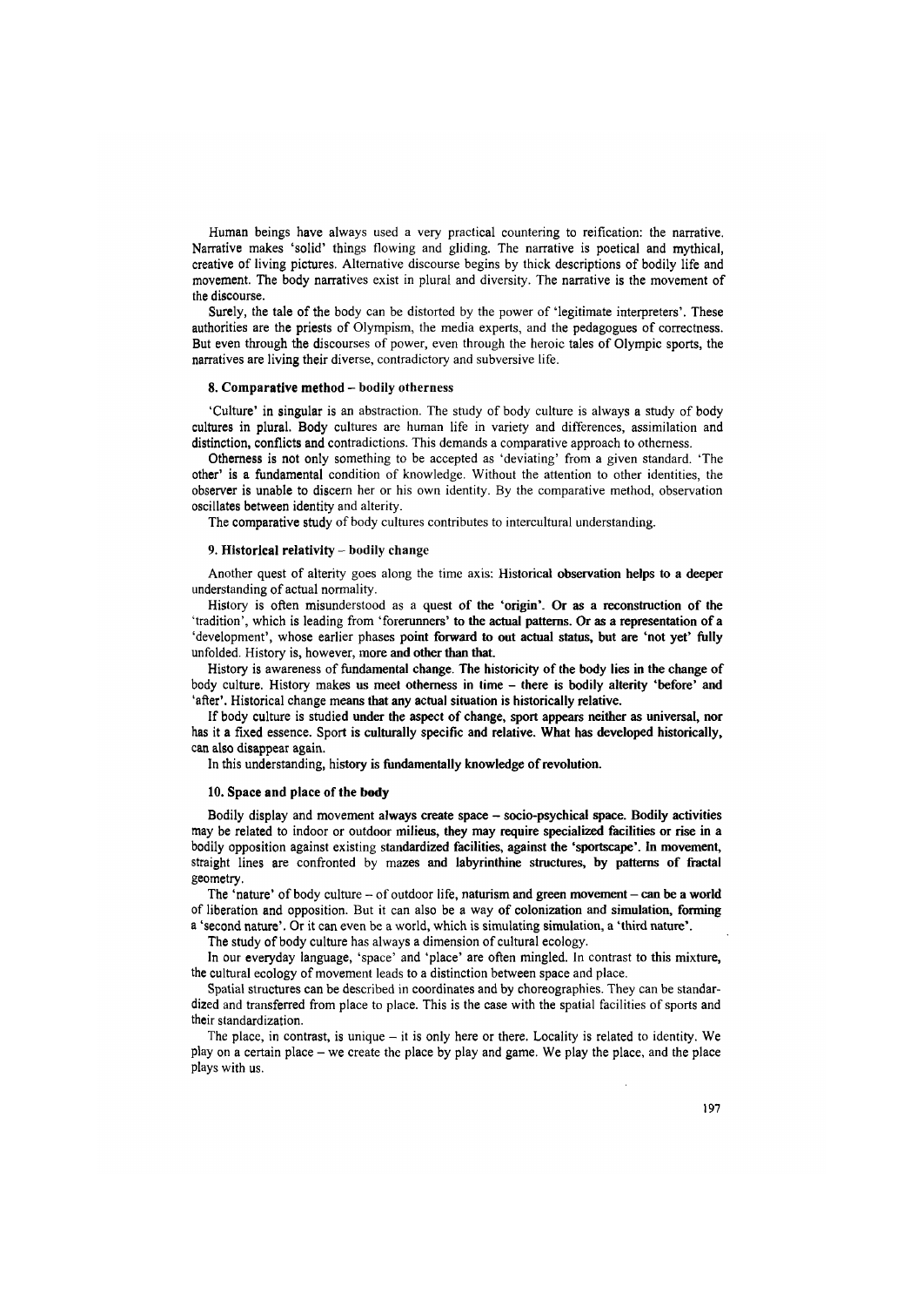Human beings have always used a very practical countering to reification: the narrative. Narrative makes 'solid' things flowing and gliding. The narrative is poetical and mythical, creative of living pictures. Alternative discourse begins by thick descriptions of bodily life and movement. The body narratives exist in plural and diversity. The narrative is the movement of the discourse.

Surely, the tale of the body can be distorted by the power of 'legitimate interpreters'. These authorities are the priests of Olympism, the media experts, and the pedagogues of correctness. But even through the discourses of power, even through the heroic tales of Olympic sports, the narratives are living their diverse, contradictory and subversive life.

### 8. Comparative method – bodily otherness

'Culture' in singular is an abstraction. The study of body culture is always a study of body cultures in plural. Body cultures are human life in variety and differences, assimilation and distinction, conflicts and contradictions. This demands a comparative approach to otherness.

Otherness is not only something to be accepted as 'deviating' from a given standard. 'The other' is a fundamental condition of knowledge. Without the attention to other identities, the observer is unable to discern her or his own identity. By the comparative method, observation oscillates between identity and alterity.

The comparative study of body cultures contributes to intercultural understanding.

### 9. Historical relativity – bodily change

Another quest of alterity goes along the time axis: Historical observation helps to a deeper understanding of actual normality.

History is often misunderstood as a quest of the 'origin'. Or as a reconstruction of the 'tradition', which is leading from 'forerunners' to the actual patterns. Or as a representation of a 'development', whose earlier phases point forward to out actual status, but are 'not yet' fully unfolded. History is, however, more and other than that.

History is awareness of fundamental change. The historicity of the body lies in the change of body culture. History makes us meet otherness in time – there is bodily alterity 'before' and 'after'. Historical change means that any actual situation is historically relative.

If body culture is studied under the aspect of change, sport appears neither as universal, nor has it a fixed essence. Sport is culturally specific and relative. What has developed historically, can also disappear again.

In this understanding, history is fundamentally knowledge of revolution.

### 10. Space and place of the body

Bodily display and movement always create space – socio-psychical space. Bodily activities may be related to indoor or outdoor milieus, they may require specialized facilities or rise in a bodily opposition against existing standardized facilities, against the 'sportscape'. In movement, straight lines are confronted by mazes and labyrinthine structures, by patterns of fractal geometry.

The 'nature' of body culture – of outdoor life, naturism and green movement – can be a world of liberation and opposition. But it can also be a way of colonization and simulation, forming a 'second nature'. Or it can even be a world, which is simulating simulation, a 'third nature'.

The study of body culture has always a dimension of cultural ecology.

In our everyday language, 'space' and 'place' are often mingled. In contrast to this mixture, the cultural ecology of movement leads to a distinction between space and place.

Spatial structures can be described in coordinates and by choreographies. They can be standardized and transferred from place to place. This is the case with the spatial facilities of sports and their standardization.

The place, in contrast, is unique – it is only here or there. Locality is related to identity. We play on a certain place – we create the place by play and game. We play the place, and the place plays with us.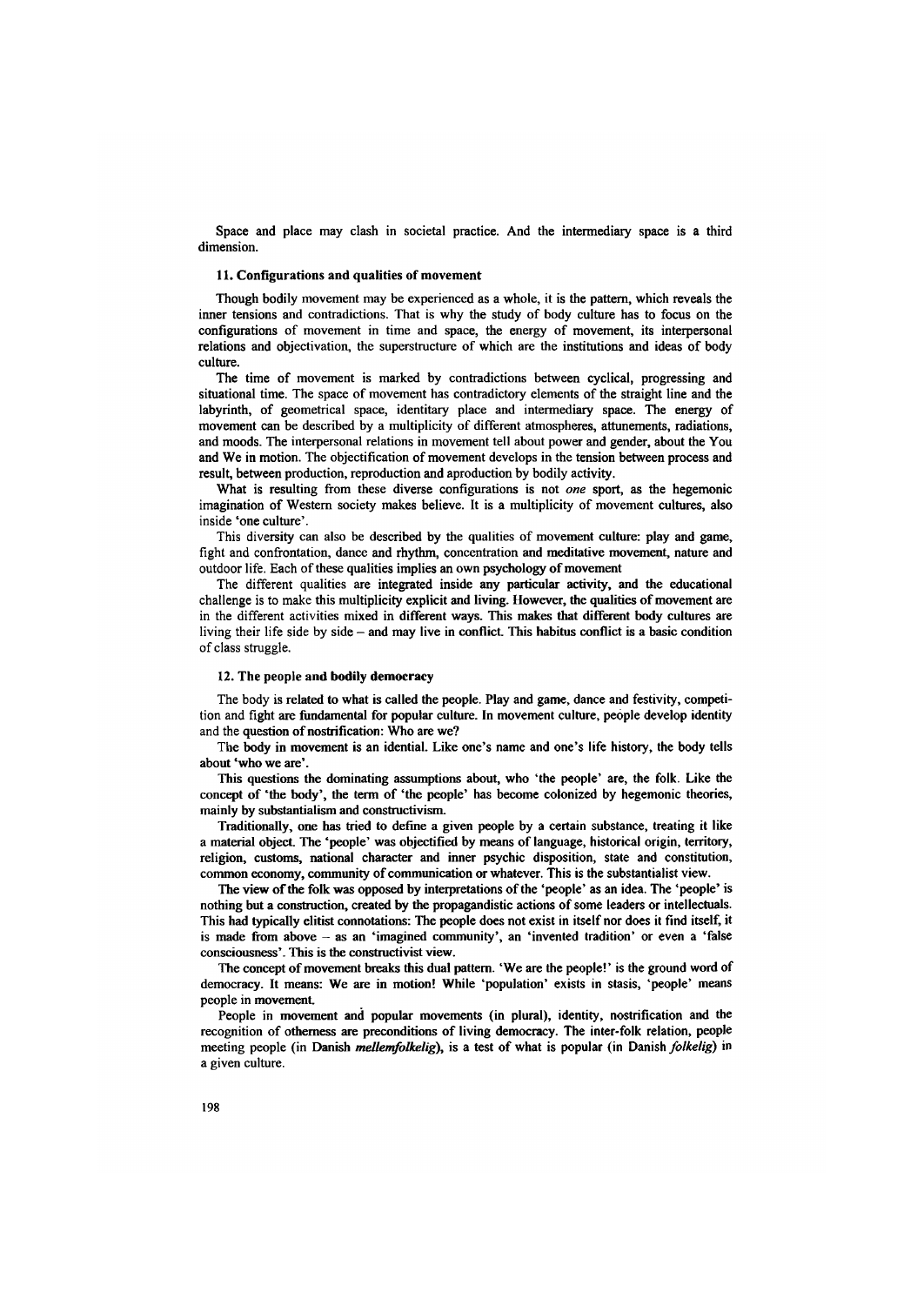Space and place may clash in societal practice. And the intermediary space is a third dimension.

### 11. Configurations and qualities of movement

Though bodily movement may be experienced as a whole, it is the pattern, which reveals the inner tensions and contradictions. That is why the study of body culture has to focus on the configurations of movement in time and space, the energy of movement, its interpersonal relations and objectivation, the superstructure of which are the institutions and ideas of body culture.

The time of movement is marked by contradictions between cyclical, progressing and situational time. The space of movement has contradictory elements of the straight line and the labyrinth, of geometrical space, identitary place and intermediary space. The energy of movement can be described by a multiplicity of different atmospheres, attunements, radiations, and moods. The interpersonal relations in movement tell about power and gender, about the You and We in motion. The objectification of movement develops in the tension between process and result, between production, reproduction and aproduction by bodily activity.

What is resulting from these diverse configurations is not *one* sport, as the hegemonic imagination of Western society makes believe. It is a multiplicity of movement cultures, also inside 'one culture'.

This diversity can also be described by the qualities of movement culture: play and game, fight and confrontation, dance and rhythm, concentration and meditative movement, nature and outdoor life. Each of these qualities implies an own psychology of movement

The different qualities are integrated inside any particular activity, and the educational challenge is to make this multiplicity explicit and living. However, the qualities of movement are in the different activities mixed in different ways. This makes that different body cultures are living their life side by side – and may live in conflict. This habitus conflict is a basic condition of class struggle.

### 12. The people and bodily democracy

The body is related to what is called the people. Play and game, dance and festivity, competition and fight are fundamental for popular culture. In movement culture, people develop identity and the question of nostrification: Who are we?

The body in movement is an idential. Like one's name and one's life history, the body tells about 'who we are'.

This questions the dominating assumptions about, who 'the people' are, the folk. Like the concept of 'the body', the term of 'the people' has become colonized by hegemonic theories, mainly by substantialism and constructivism.

Traditionally, one has tried to define a given people by a certain substance, treating it like a material object. The 'people' was objectified by means of language, historical origin, territory, religion, customs, national character and inner psychic disposition, state and constitution, common economy, community of communication or whatever. This is the substantialist view.

The view of the folk was opposed by interpretations of the 'people' as an idea. The 'people' is nothing but a construction, created by the propagandistic actions of some leaders or intellectuals. This had typically elitist connotations: The people does not exist in itself nor does it find itself, it is made from above – as an 'imagined community', an 'invented tradition' or even a 'false consciousness'. This is the constructivist view.

The concept of movement breaks this dual pattern. 'We are the people!' is the ground word of democracy. It means: We are in motion! While 'population' exists in stasis, 'people' means people in movement.

People in movement and popular movements (in plural), identity, nostrification and the recognition of otherness are preconditions of living democracy. The inter-folk relation, people meeting people (in Danish *mellemfolkelig*), is a test of what is popular (in Danish *folkelig*) in a given culture.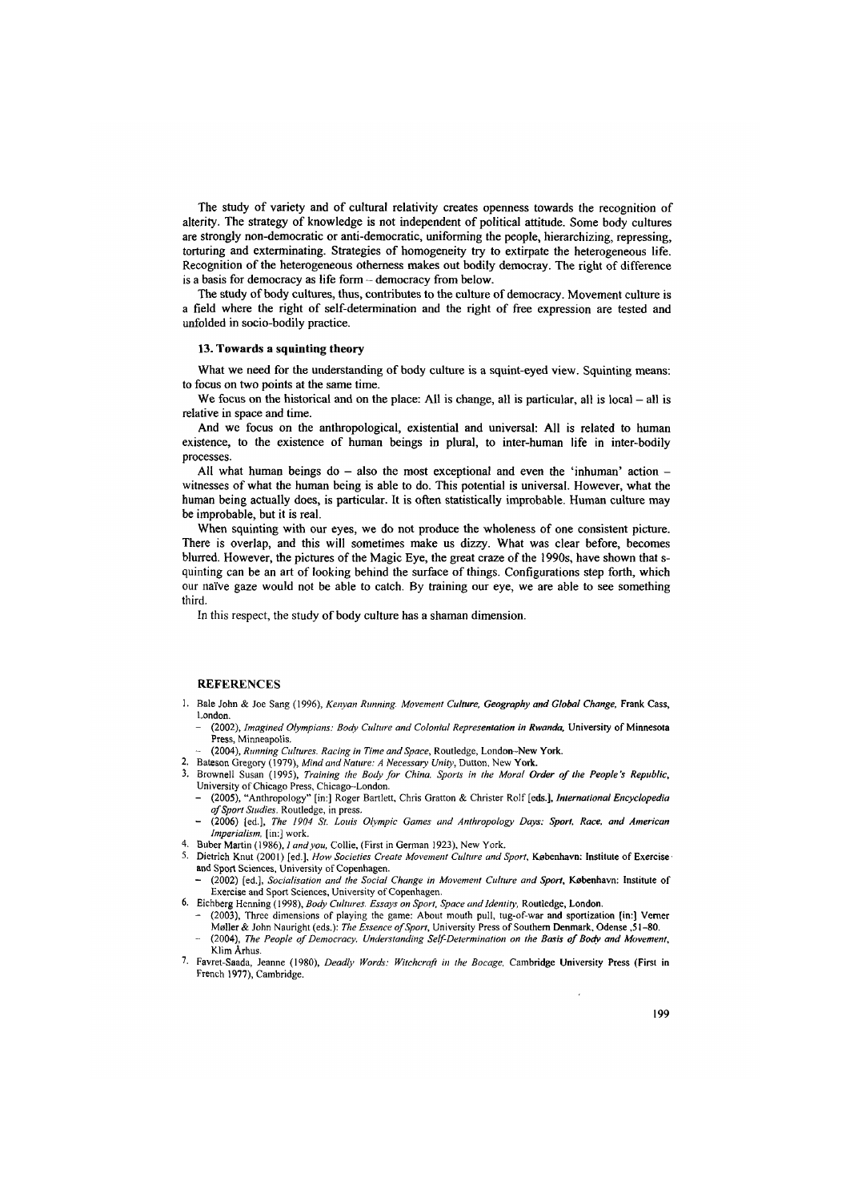The study of variety and of cultural relativity creates openness towards the recognition of alterity. The strategy of knowledge is not independent of political attitude. Some body cultures are strongly non-democratic or anti-democratic, uniforming the people, hierarchizing, repressing, torturing and exterminating. Strategies of homogeneity try to extirpate the heterogeneous life. Recognition of the heterogeneous otherness makes out bodily democray. The right of difference is a basis for democracy as life form – democracy from below.

The study of body cultures, thus, contributes to the culture of democracy. Movement culture is a field where the right of self-determination and the right of free expression are tested and unfolded in socio-bodily practice.

### 13. Towards a squinting theory

What we need for the understanding of body culture is a squint-eyed view. Squinting means: to focus on two points at the same time.

We focus on the historical and on the place: All is change, all is particular, all is local – all is relative in space and time.

And we focus on the anthropological, existential and universal: All is related to human existence, to the existence of human beings in plural, to inter-human life in inter-bodily processes.

All what human beings do – also the most exceptional and even the 'inhuman' action – witnesses of what the human being is able to do. This potential is universal. However, what the human being actually does, is particular. It is often statistically improbable. Human culture may be improbable, but it is real.

When squinting with our eyes, we do not produce the wholeness of one consistent picture. There is overlap, and this will sometimes make us dizzy. What was clear before, becomes blurred. However, the pictures of the Magic Eye, the great craze of the 1990s, have shown that s-quinting can be an art of looking behind the surface of things. Configurations step forth, which our naïve gaze would not be able to catch. By training our eye, we are able to see something third.

In this respect, the study of body culture has a shaman dimension.

### REFERENCES

1. Bale John & Joe Sang (1996), *Kenyan Running. Movement Culture, Geography and Global Change*, Frank Cass, London.
   - (2002), *Imagined Olympians: Body Culture and Colonial Representation in Rwanda*, University of Minnesota Press, Minneapolis.
   - (2004), *Running Cultures. Racing in Time and Space*, Routledge, London–New York.
2. Bateson Gregory (1979), *Mind and Nature: A Necessary Unity*, Dutton, New York.
3. Brownell Susan (1995), *Training the Body for China. Sports in the Moral Order of the People's Republic*, University of Chicago Press, Chicago–London.
   - (2005), "Anthropology" [in:] Roger Bartlett, Chris Gratton & Christer Rolf [eds.], *International Encyclopedia of Sport Studies*. Routledge, in press.
   - (2006) [ed.], *The 1904 St. Louis Olympic Games and Anthropology Days: Sport, Race, and American Imperialism*, [in:] work.
4. Buber Martin (1986), *I and you*, Collie, (First in German 1923), New York.
5. Dietrich Knut (2001) [ed.], *How Societies Create Movement Culture and Sport*, København: Institute of Exercise and Sport Sciences, University of Copenhagen.
   - (2002) [ed.], *Socialisation and the Social Change in Movement Culture and Sport*, København: Institute of Exercise and Sport Sciences, University of Copenhagen.
6. Eichberg Henning (1998), *Body Cultures. Essays on Sport, Space and Identity*, Routledge, London.
   - (2003), Three dimensions of playing the game: About mouth pull, tug-of-war and sportization [in:] Verner Møller & John Nauright (eds.): *The Essence of Sport*, University Press of Southern Denmark, Odense ,51–80.
   - (2004), *The People of Democracy. Understanding Self-Determination on the Basis of Body and Movement*, Klim Århus.
7. Favret-Saada, Jeanne (1980), *Deadly Words: Witchcraft in the Bocage*, Cambridge University Press (First in French 1977), Cambridge.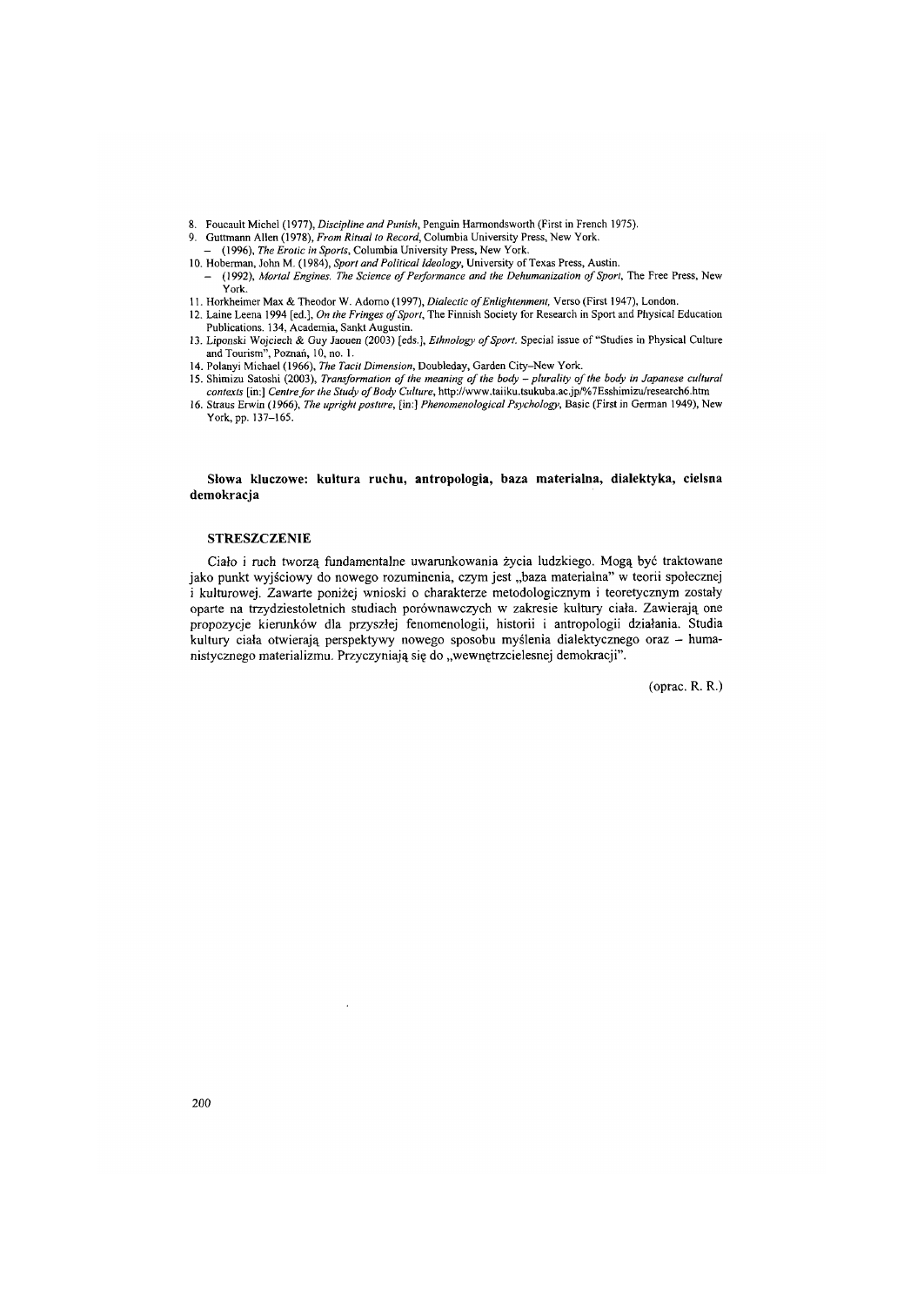8. Foucault Michel (1977), *Discipline and Punish*, Penguin Harmondsworth (First in French 1975).
9. Guttmann Allen (1978), *From Ritual to Record*, Columbia University Press, New York.
   – (1996), *The Erotic in Sports*, Columbia University Press, New York.
10. Hoberman, John M. (1984), *Sport and Political Ideology*, University of Texas Press, Austin.
    – (1992), *Mortal Engines. The Science of Performance and the Dehumanization of Sport*, The Free Press, New York.
11. Horkheimer Max & Theodor W. Adorno (1997), *Dialectic of Enlightenment*, Verso (First 1947), London.
12. Laine Leena 1994 [ed.], *On the Fringes of Sport*, The Finnish Society for Research in Sport and Physical Education Publications. 134, Academia, Sankt Augustin.
13. Liponski Wojciech & Guy Jaouen (2003) [eds.], *Ethnology of Sport*. Special issue of "Studies in Physical Culture and Tourism", Poznań, 10, no. 1.
14. Polanyi Michael (1966), *The Tacit Dimension*, Doubleday, Garden City–New York.
15. Shimizu Satoshi (2003), *Transformation of the meaning of the body – plurality of the body in Japanese cultural contexts* [in:] *Centre for the Study of Body Culture*, http://www.taiiku.tsukuba.ac.jp/%7Esshimizu/research6.htm
16. Straus Erwin (1966), *The upright posture*, [in:] *Phenomenological Psychology*, Basic (First in German 1949), New York, pp. 137–165.

**Słowa kluczowe: kultura ruchu, antropologia, baza materialna, dialektyka, cielsna demokracja**

## STRESZCZENIE

Ciało i ruch tworzą fundamentalne uwarunkowania życia ludzkiego. Mogą być traktowane jako punkt wyjściowy do nowego rozuminenia, czym jest „baza materialna" w teorii społecznej i kulturowej. Zawarte poniżej wnioski o charakterze metodologicznym i teoretycznym zostały oparte na trzydziestoletnich studiach porównawczych w zakresie kultury ciała. Zawierają one propozycje kierunków dla przyszłej fenomenologii, historii i antropologii działania. Studia kultury ciała otwierają perspektywy nowego sposobu myślenia dialektycznego oraz – humanistycznego materializmu. Przyczyniają się do „wewnętrzcielesnej demokracji".

(oprac. R. R.)